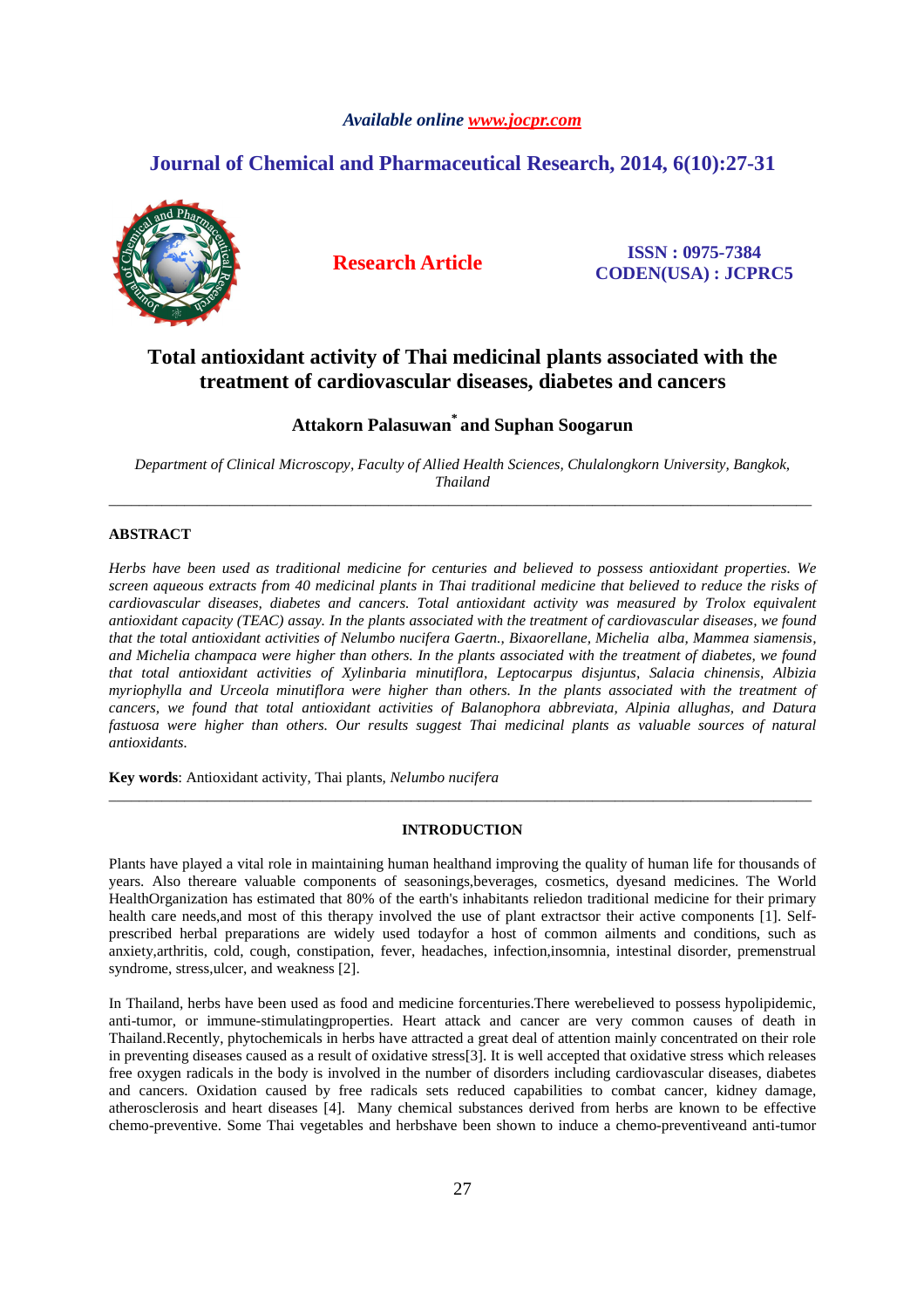# Total antioxidant activity of Thai medicinal plants associated with the treatment of cardiovascular diseases, diabetes and cancers

**Attakorn Palasuwan[*] and Suphan Soogarun**

*Department of Clinical Microscopy, Faculty of Allied Health Sciences, Chulalongkorn University, Bangkok, Thailand*

---

**ABSTRACT**

*Herbs have been used as traditional medicine for centuries and believed to possess antioxidant properties. We screen aqueous extracts from 40 medicinal plants in Thai traditional medicine that believed to reduce the risks of cardiovascular diseases, diabetes and cancers. Total antioxidant activity was measured by Trolox equivalent antioxidant capacity (TEAC) assay. In the plants associated with the treatment of cardiovascular diseases, we found that the total antioxidant activities of Nelumbo nucifera Gaertn., Bixaorellane, Michelia alba, Mammea siamensis, and Michelia champaca were higher than others. In the plants associated with the treatment of diabetes, we found that total antioxidant activities of Xylinbaria minutiflora, Leptocarpus disjuntus, Salacia chinensis, Albizia myriophylla and Urceola minutiflora were higher than others. In the plants associated with the treatment of cancers, we found that total antioxidant activities of Balanophora abbreviata, Alpinia allughas, and Datura fastuosa were higher than others. Our results suggest Thai medicinal plants as valuable sources of natural antioxidants.*

**Key words**: Antioxidant activity, Thai plants, *Nelumbo nucifera*

---

## INTRODUCTION

Plants have played a vital role in maintaining human healthand improving the quality of human life for thousands of years. Also thereare valuable components of seasonings,beverages, cosmetics, dyesand medicines. The World HealthOrganization has estimated that 80% of the earth's inhabitants reliedon traditional medicine for their primary health care needs,and most of this therapy involved the use of plant extractsor their active components [1]. Self-prescribed herbal preparations are widely used todayfor a host of common ailments and conditions, such as anxiety,arthritis, cold, cough, constipation, fever, headaches, infection,insomnia, intestinal disorder, premenstrual syndrome, stress,ulcer, and weakness [2].

In Thailand, herbs have been used as food and medicine forcenturies.There werebelieved to possess hypolipidemic, anti-tumor, or immune-stimulatingproperties. Heart attack and cancer are very common causes of death in Thailand.Recently, phytochemicals in herbs have attracted a great deal of attention mainly concentrated on their role in preventing diseases caused as a result of oxidative stress[3]. It is well accepted that oxidative stress which releases free oxygen radicals in the body is involved in the number of disorders including cardiovascular diseases, diabetes and cancers. Oxidation caused by free radicals sets reduced capabilities to combat cancer, kidney damage, atherosclerosis and heart diseases [4]. Many chemical substances derived from herbs are known to be effective chemo-preventive. Some Thai vegetables and herbshave been shown to induce a chemo-preventiveand anti-tumor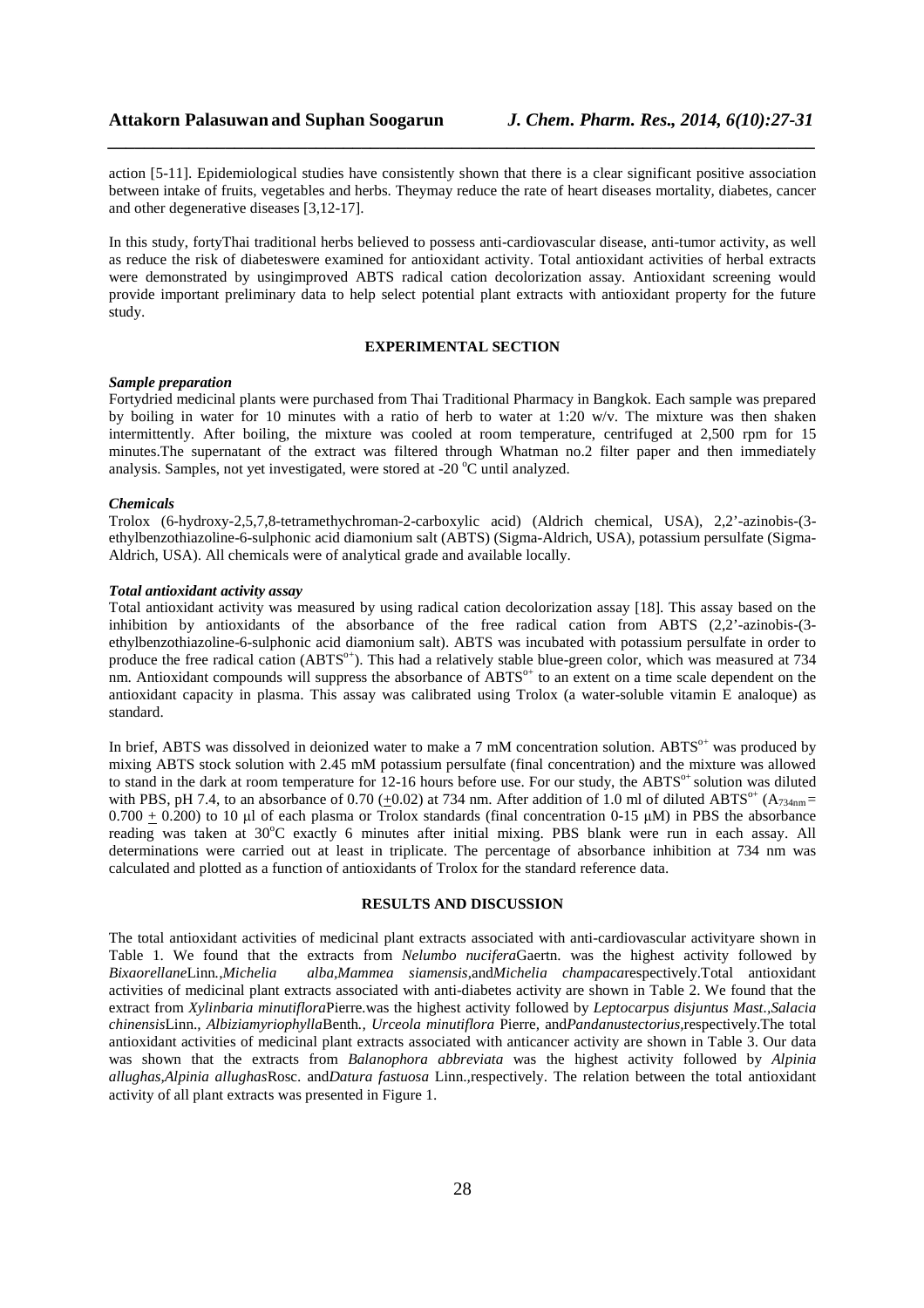action [5-11]. Epidemiological studies have consistently shown that there is a clear significant positive association between intake of fruits, vegetables and herbs. Theymay reduce the rate of heart diseases mortality, diabetes, cancer and other degenerative diseases [3,12-17].

In this study, fortyThai traditional herbs believed to possess anti-cardiovascular disease, anti-tumor activity, as well as reduce the risk of diabeteswere examined for antioxidant activity. Total antioxidant activities of herbal extracts were demonstrated by usingimproved ABTS radical cation decolorization assay. Antioxidant screening would provide important preliminary data to help select potential plant extracts with antioxidant property for the future study.

## EXPERIMENTAL SECTION

***Sample preparation***

Fortydried medicinal plants were purchased from Thai Traditional Pharmacy in Bangkok. Each sample was prepared by boiling in water for 10 minutes with a ratio of herb to water at 1:20 w/v. The mixture was then shaken intermittently. After boiling, the mixture was cooled at room temperature, centrifuged at 2,500 rpm for 15 minutes.The supernatant of the extract was filtered through Whatman no.2 filter paper and then immediately analysis. Samples, not yet investigated, were stored at -20 $^{o}$C until analyzed.

***Chemicals***

Trolox (6-hydroxy-2,5,7,8-tetramethychroman-2-carboxylic acid) (Aldrich chemical, USA), 2,2'-azinobis-(3-ethylbenzothiazoline-6-sulphonic acid diamonium salt (ABTS) (Sigma-Aldrich, USA), potassium persulfate (Sigma-Aldrich, USA). All chemicals were of analytical grade and available locally.

***Total antioxidant activity assay***

Total antioxidant activity was measured by using radical cation decolorization assay [18]. This assay based on the inhibition by antioxidants of the absorbance of the free radical cation from ABTS (2,2'-azinobis-(3-ethylbenzothiazoline-6-sulphonic acid diamonium salt). ABTS was incubated with potassium persulfate in order to produce the free radical cation ($ABTS^{o+}$). This had a relatively stable blue-green color, which was measured at 734 nm. Antioxidant compounds will suppress the absorbance of $ABTS^{o+}$ to an extent on a time scale dependent on the antioxidant capacity in plasma. This assay was calibrated using Trolox (a water-soluble vitamin E analoque) as standard.

In brief, ABTS was dissolved in deionized water to make a 7 mM concentration solution. $ABTS^{o+}$ was produced by mixing ABTS stock solution with 2.45 mM potassium persulfate (final concentration) and the mixture was allowed to stand in the dark at room temperature for 12-16 hours before use. For our study, the $ABTS^{o+}$ solution was diluted with PBS, pH 7.4, to an absorbance of 0.70 ($\pm$0.02) at 734 nm. After addition of 1.0 ml of diluted $ABTS^{o+}$ ($A_{734nm}$ = 0.700 $\pm$ 0.200) to 10 µl of each plasma or Trolox standards (final concentration 0-15 µM) in PBS the absorbance reading was taken at 30$^{o}$C exactly 6 minutes after initial mixing. PBS blank were run in each assay. All determinations were carried out at least in triplicate. The percentage of absorbance inhibition at 734 nm was calculated and plotted as a function of antioxidants of Trolox for the standard reference data.

## RESULTS AND DISCUSSION

The total antioxidant activities of medicinal plant extracts associated with anti-cardiovascular activityare shown in Table 1. We found that the extracts from *Nelumbo nucifera*Gaertn. was the highest activity followed by *Bixaorellane*Linn.,*Michelia alba*,*Mammea siamensis*,and*Michelia champaca*respectively.Total antioxidant activities of medicinal plant extracts associated with anti-diabetes activity are shown in Table 2. We found that the extract from *Xylinbaria minutiflora*Pierre.was the highest activity followed by *Leptocarpus disjuntus Mast.*,*Salacia chinensis*Linn., *Albiziamyriophylla*Benth., *Urceola minutiflora* Pierre, and*Pandanustectorius*,respectively.The total antioxidant activities of medicinal plant extracts associated with anticancer activity are shown in Table 3. Our data was shown that the extracts from *Balanophora abbreviata* was the highest activity followed by *Alpinia allughas*,*Alpinia allughas*Rosc. and*Datura fastuosa* Linn.,respectively. The relation between the total antioxidant activity of all plant extracts was presented in Figure 1.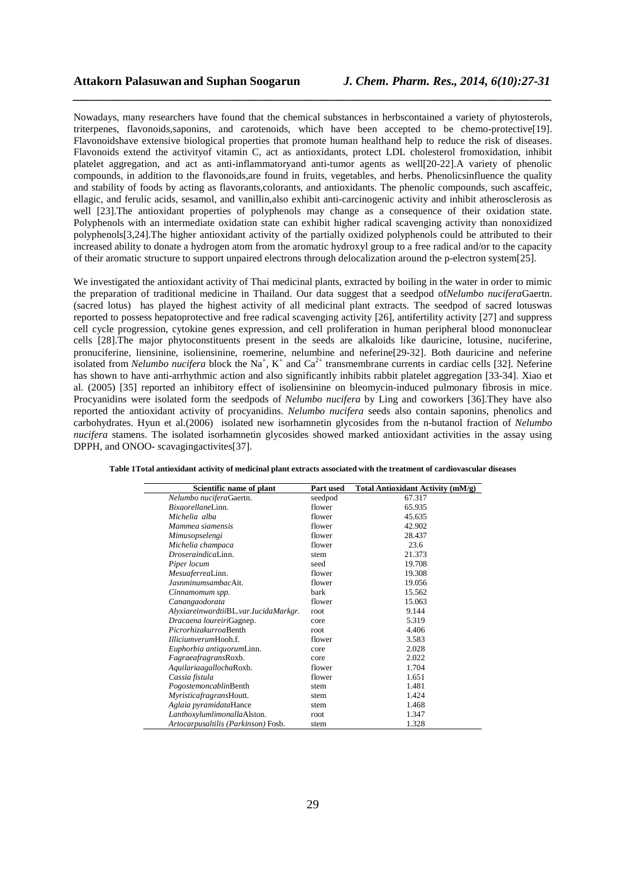Nowadays, many researchers have found that the chemical substances in herbscontained a variety of phytosterols, triterpenes, flavonoids,saponins, and carotenoids, which have been accepted to be chemo-protective[19]. Flavonoidshave extensive biological properties that promote human healthand help to reduce the risk of diseases. Flavonoids extend the activityof vitamin C, act as antioxidants, protect LDL cholesterol fromoxidation, inhibit platelet aggregation, and act as anti-inflammatoryand anti-tumor agents as well[20-22].A variety of phenolic compounds, in addition to the flavonoids,are found in fruits, vegetables, and herbs. Phenolicsinfluence the quality and stability of foods by acting as flavorants,colorants, and antioxidants. The phenolic compounds, such ascaffeic, ellagic, and ferulic acids, sesamol, and vanillin,also exhibit anti-carcinogenic activity and inhibit atherosclerosis as well [23].The antioxidant properties of polyphenols may change as a consequence of their oxidation state. Polyphenols with an intermediate oxidation state can exhibit higher radical scavenging activity than nonoxidized polyphenols[3,24].The higher antioxidant activity of the partially oxidized polyphenols could be attributed to their increased ability to donate a hydrogen atom from the aromatic hydroxyl group to a free radical and/or to the capacity of their aromatic structure to support unpaired electrons through delocalization around the p-electron system[25].

We investigated the antioxidant activity of Thai medicinal plants, extracted by boiling in the water in order to mimic the preparation of traditional medicine in Thailand. Our data suggest that a seedpod of*Nelumbo nucifera*Gaertn. (sacred lotus) has played the highest activity of all medicinal plant extracts. The seedpod of sacred lotuswas reported to possess hepatoprotective and free radical scavenging activity [26], antifertility activity [27] and suppress cell cycle progression, cytokine genes expression, and cell proliferation in human peripheral blood mononuclear cells [28].The major phytoconstituents present in the seeds are alkaloids like dauricine, lotusine, nuciferine, pronuciferine, liensinine, isoliensinine, roemerine, nelumbine and neferine[29-32]. Both dauricine and neferine isolated from *Nelumbo nucifera* block the $Na^+$, $K^+$ and $Ca^{2+}$ transmembrane currents in cardiac cells [32]. Neferine has shown to have anti-arrhythmic action and also significantly inhibits rabbit platelet aggregation [33-34]. Xiao et al. (2005) [35] reported an inhibitory effect of isoliensinine on bleomycin-induced pulmonary fibrosis in mice. Procyanidins were isolated form the seedpods of *Nelumbo nucifera* by Ling and coworkers [36].They have also reported the antioxidant activity of procyanidins. *Nelumbo nucifera* seeds also contain saponins, phenolics and carbohydrates. Hyun et al.(2006) isolated new isorhamnetin glycosides from the n-butanol fraction of *Nelumbo nucifera* stamens. The isolated isorhamnetin glycosides showed marked antioxidant activities in the assay using DPPH, and ONOO- scavengingactivites[37].

**Table 1Total antioxidant activity of medicinal plant extracts associated with the treatment of cardiovascular diseases**

| Scientific name of plant | Part used | Total Antioxidant Activity (mM/g) |
|---|---|---|
| *Nelumbo nucifera*Gaertn. | seedpod | 67.317 |
| *Bixaorellane*Linn. | flower | 65.935 |
| *Michelia alba* | flower | 45.635 |
| *Mammea siamensis* | flower | 42.902 |
| *Mimusopselengi* | flower | 28.437 |
| *Michelia champaca* | flower | 23.6 |
| *Droseraindica*Linn. | stem | 21.373 |
| *Piper locum* | seed | 19.708 |
| *Mesuaferrea*Linn. | flower | 19.308 |
| *Jasnminumsambac*Ait. | flower | 19.056 |
| *Cinnamomum spp.* | bark | 15.562 |
| *Canangaodorata* | flower | 15.063 |
| *Alyxiareinwardtii*BL.*var.Iucida*Markgr. | root | 9.144 |
| *Dracaena loureiri*Gagnep. | core | 5.319 |
| *Picrorhizakurroa*Benth | root | 4.406 |
| *Illiciumverum*Hooh.f. | flower | 3.583 |
| *Euphorbia antiquorum*Linn. | core | 2.028 |
| *Fagraeafragrans*Roxb. | core | 2.022 |
| *Aquilariaagallocha*Roxb. | flower | 1.704 |
| *Cassia fistula* | flower | 1.651 |
| *Pogostemoncablin*Benth | stem | 1.481 |
| *Myristicafragrans*Houtt. | stem | 1.424 |
| *Aglaia pyramidata*Hance | stem | 1.468 |
| *Lanthoxylumlimonalla*Alston. | root | 1.347 |
| *Artocarpusaltilis (Parkinson)* Fosb. | stem | 1.328 |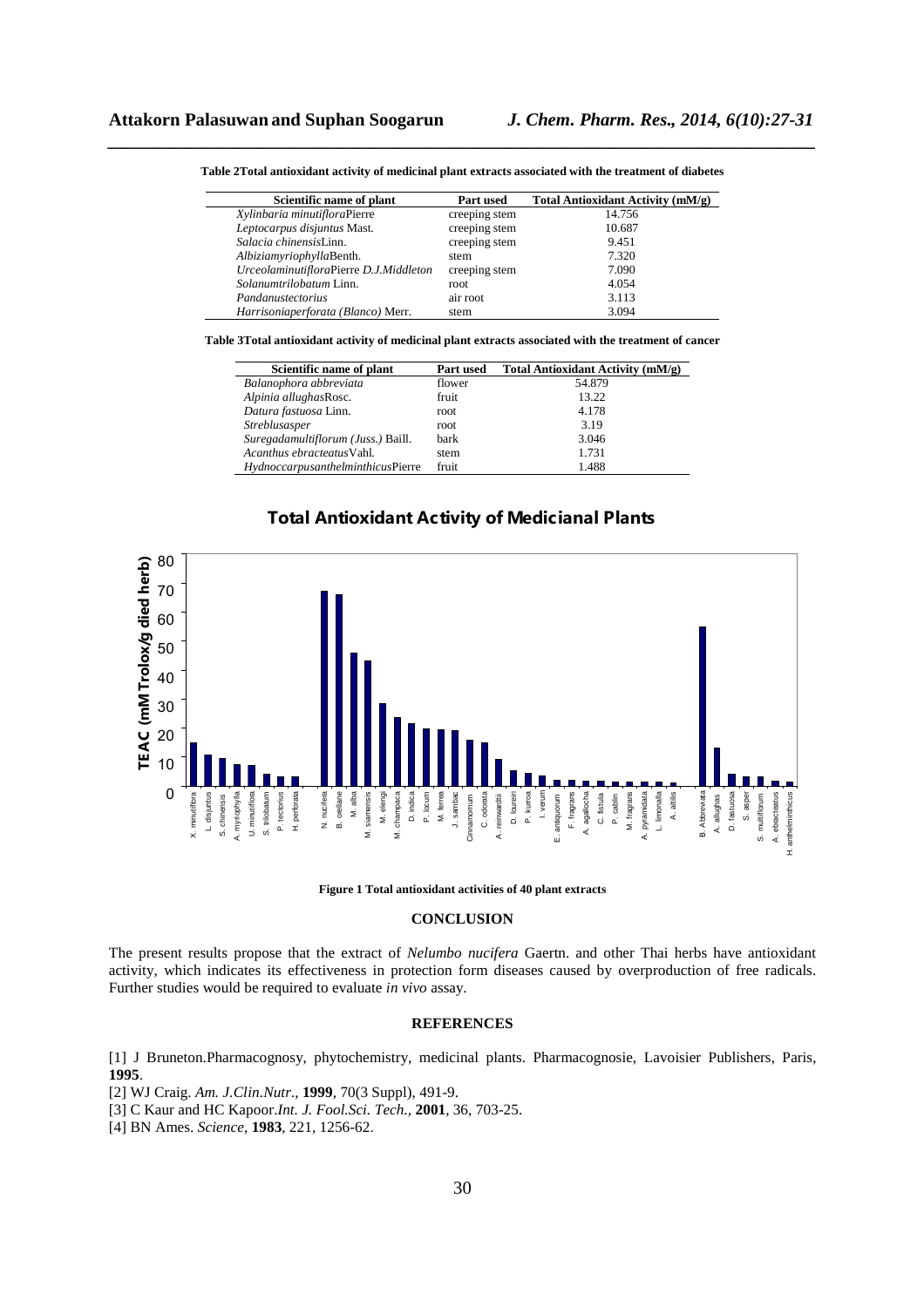**Table 2Total antioxidant activity of medicinal plant extracts associated with the treatment of diabetes**

| Scientific name of plant | Part used | Total Antioxidant Activity (mM/g) |
|---|---|---|
| *Xylinbaria minutiflora*Pierre | creeping stem | 14.756 |
| *Leptocarpus disjuntus* Mast. | creeping stem | 10.687 |
| *Salacia chinensis*Linn. | creeping stem | 9.451 |
| *Albiziamyriophylla*Benth. | stem | 7.320 |
| *Urceolaminutiflora*Pierre *D.J.Middleton* | creeping stem | 7.090 |
| *Solanumtrilobatum* Linn. | root | 4.054 |
| *Pandanustectorius* | air root | 3.113 |
| *Harrisoniaperforata (Blanco)* Merr. | stem | 3.094 |

**Table 3Total antioxidant activity of medicinal plant extracts associated with the treatment of cancer**

| Scientific name of plant | Part used | Total Antioxidant Activity (mM/g) |
|---|---|---|
| *Balanophora abbreviata* | flower | 54.879 |
| *Alpinia allughas*Rosc. | fruit | 13.22 |
| *Datura fastuosa* Linn. | root | 4.178 |
| *Streblusasper* | root | 3.19 |
| *Suregadamultiflorum (Juss.)* Baill. | bark | 3.046 |
| *Acanthus ebracteatus*Vahl. | stem | 1.731 |
| *Hydnoccarpusanthelminthicus*Pierre | fruit | 1.488 |

**Figure 1 Total antioxidant activities of 40 plant extracts**

## CONCLUSION

The present results propose that the extract of *Nelumbo nucifera* Gaertn. and other Thai herbs have antioxidant activity, which indicates its effectiveness in protection form diseases caused by overproduction of free radicals. Further studies would be required to evaluate *in vivo* assay.

## REFERENCES

[1] J Bruneton.Pharmacognosy, phytochemistry, medicinal plants. Pharmacognosie, Lavoisier Publishers, Paris, **1995**.

[2] WJ Craig. *Am. J.Clin.Nutr.*, **1999**, 70(3 Suppl), 491-9.

[3] C Kaur and HC Kapoor.*Int. J. Fool.Sci. Tech.,* **2001**, 36, 703-25.

[4] BN Ames. *Science*, **1983**, 221, 1256-62.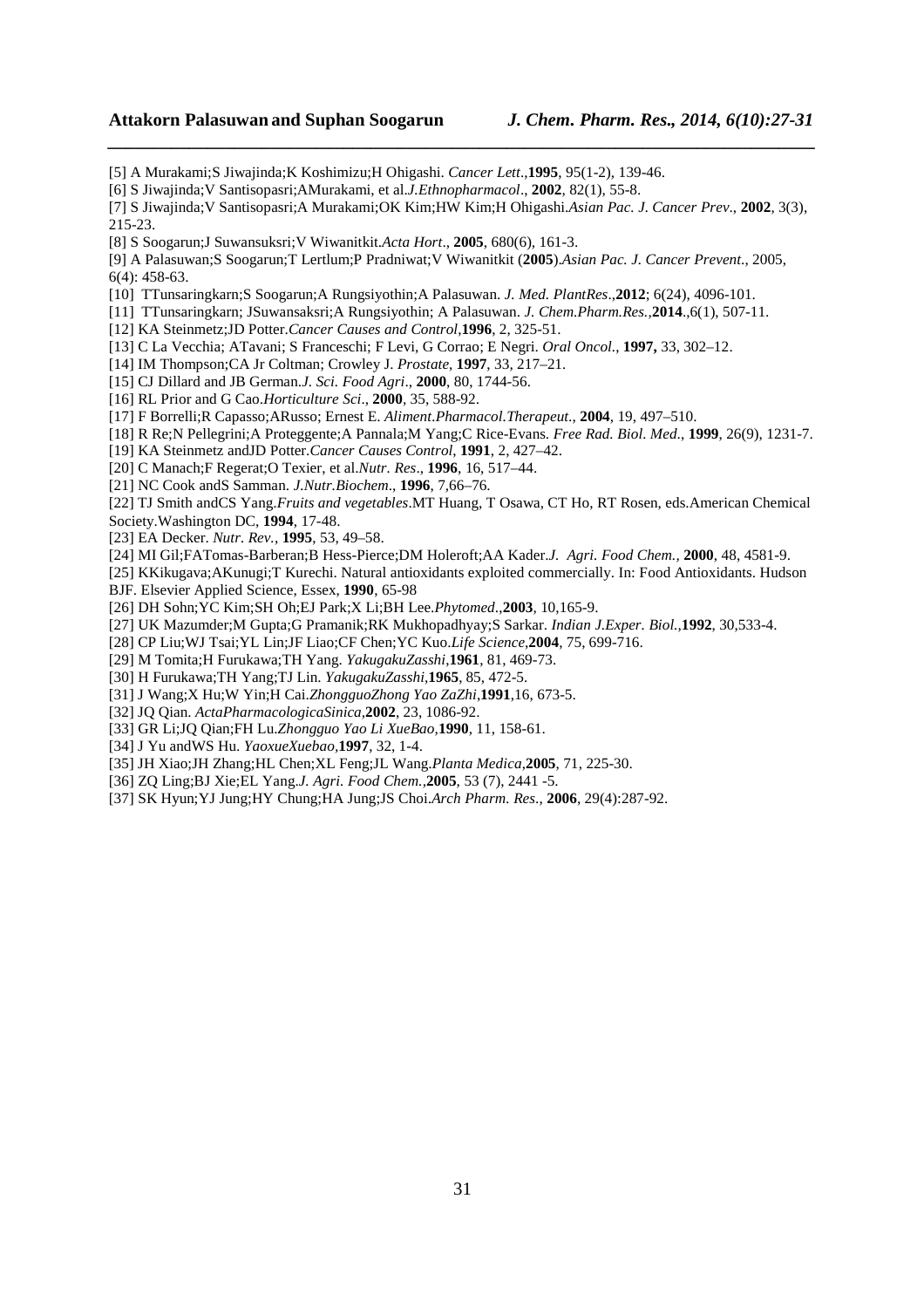[5] A Murakami;S Jiwajinda;K Koshimizu;H Ohigashi. *Cancer Lett*.,**1995**, 95(1-2), 139-46.

[6] S Jiwajinda;V Santisopasri;AMurakami, et al.*J.Ethnopharmacol*., **2002**, 82(1), 55-8.

[7] S Jiwajinda;V Santisopasri;A Murakami;OK Kim;HW Kim;H Ohigashi.*Asian Pac. J. Cancer Prev*., **2002**, 3(3), 215-23.

[8] S Soogarun;J Suwansuksri;V Wiwanitkit.*Acta Hort*., **2005**, 680(6), 161-3.

[9] A Palasuwan;S Soogarun;T Lertlum;P Pradniwat;V Wiwanitkit (**2005**).*Asian Pac. J. Cancer Prevent*., 2005, 6(4): 458-63.

[10] TTunsaringkarn;S Soogarun;A Rungsiyothin;A Palasuwan. *J. Med. PlantRes*.,**2012**; 6(24), 4096-101.

[11] TTunsaringkarn; JSuwansaksri;A Rungsiyothin; A Palasuwan. *J. Chem.Pharm.Res.*,**2014**.,6(1), 507-11.

[12] KA Steinmetz;JD Potter.*Cancer Causes and Control*,**1996**, 2, 325-51.

[13] C La Vecchia; ATavani; S Franceschi; F Levi, G Corrao; E Negri. *Oral Oncol.*, **1997,** 33, 302–12.

[14] IM Thompson;CA Jr Coltman; Crowley J. *Prostate*, **1997**, 33, 217–21.

[15] CJ Dillard and JB German.*J. Sci. Food Agri*., **2000**, 80, 1744-56.

[16] RL Prior and G Cao.*Horticulture Sci*., **2000**, 35, 588-92.

[17] F Borrelli;R Capasso;ARusso; Ernest E. *Aliment.Pharmacol.Therapeut*., **2004**, 19, 497–510.

[18] R Re;N Pellegrini;A Proteggente;A Pannala;M Yang;C Rice-Evans. *Free Rad. Biol. Med*., **1999**, 26(9), 1231-7.

[19] KA Steinmetz andJD Potter.*Cancer Causes Control*, **1991**, 2, 427–42.

[20] C Manach;F Regerat;O Texier, et al.*Nutr. Res*., **1996**, 16, 517–44.

[21] NC Cook andS Samman. *J.Nutr.Biochem*., **1996**, 7,66–76.

[22] TJ Smith andCS Yang.*Fruits and vegetables*.MT Huang, T Osawa, CT Ho, RT Rosen, eds.American Chemical Society.Washington DC, **1994**, 17-48.

[23] EA Decker. *Nutr. Rev.*, **1995**, 53, 49–58.

[24] MI Gil;FATomas-Barberan;B Hess-Pierce;DM Holeroft;AA Kader.*J. Agri. Food Chem.*, **2000**, 48, 4581-9.

[25] KKikugava;AKunugi;T Kurechi. Natural antioxidants exploited commercially. In: Food Antioxidants. Hudson BJF. Elsevier Applied Science, Essex, **1990**, 65-98

[26] DH Sohn;YC Kim;SH Oh;EJ Park;X Li;BH Lee.*Phytomed*.,**2003**, 10,165-9.

[27] UK Mazumder;M Gupta;G Pramanik;RK Mukhopadhyay;S Sarkar. *Indian J.Exper. Biol.*,**1992**, 30,533-4.

[28] CP Liu;WJ Tsai;YL Lin;JF Liao;CF Chen;YC Kuo.*Life Science*,**2004**, 75, 699-716.

[29] M Tomita;H Furukawa;TH Yang. *YakugakuZasshi*,**1961**, 81, 469-73.

[30] H Furukawa;TH Yang;TJ Lin. *YakugakuZasshi*,**1965**, 85, 472-5.

[31] J Wang;X Hu;W Yin;H Cai.*ZhongguoZhong Yao ZaZhi*,**1991**,16, 673-5.

[32] JQ Qian. *ActaPharmacologicaSinica*,**2002**, 23, 1086-92.

[33] GR Li;JQ Qian;FH Lu.*Zhongguo Yao Li XueBao*,**1990**, 11, 158-61.

[34] J Yu andWS Hu. *YaoxueXuebao*,**1997**, 32, 1-4.

[35] JH Xiao;JH Zhang;HL Chen;XL Feng;JL Wang.*Planta Medica*,**2005**, 71, 225-30.

[36] ZQ Ling;BJ Xie;EL Yang.*J. Agri. Food Chem.*,**2005**, 53 (7), 2441 -5.

[37] SK Hyun;YJ Jung;HY Chung;HA Jung;JS Choi.*Arch Pharm. Res*., **2006**, 29(4):287-92.